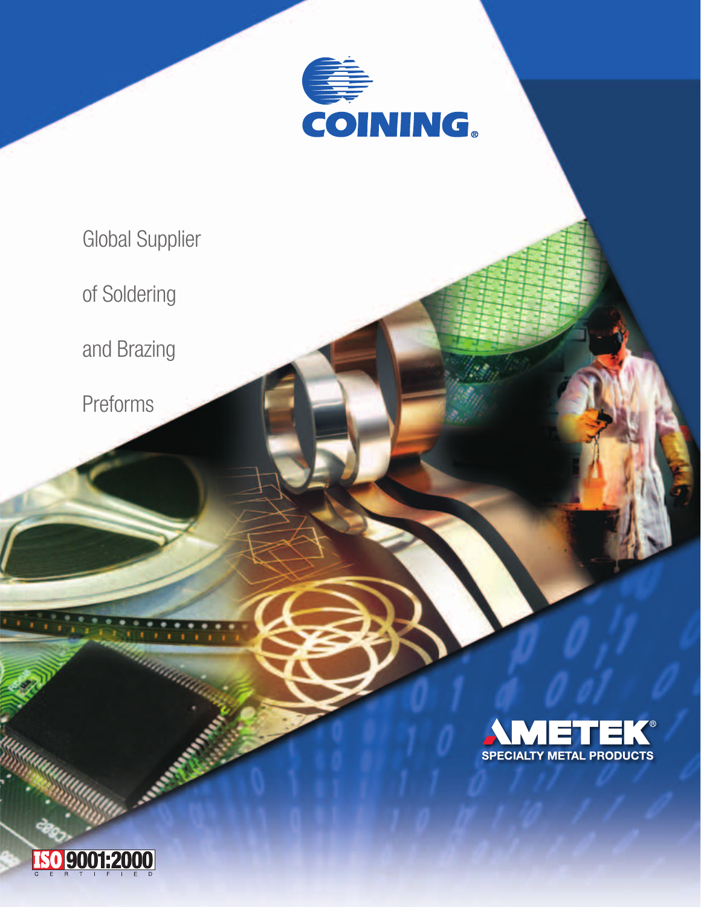COINING®

# Global Supplier of Soldering and Brazing Preforms

AMETEK®

SPECIALTY METAL PRODUCTS

ISO 9001:2000 CERTIFIED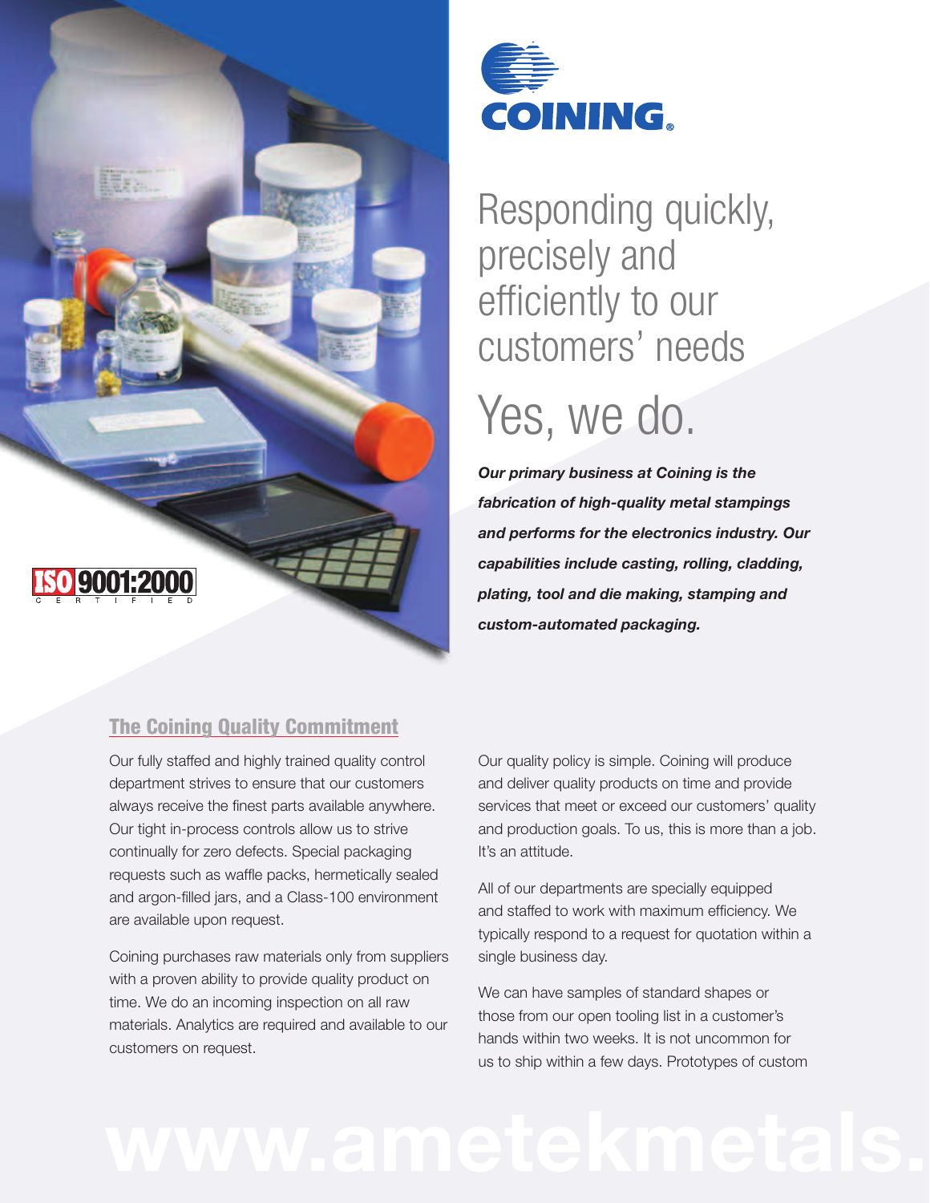COINING®

# Responding quickly, precisely and efficiently to our customers' needs

# Yes, we do.

***Our primary business at Coining is the fabrication of high-quality metal stampings and performs for the electronics industry. Our capabilities include casting, rolling, cladding, plating, tool and die making, stamping and custom-automated packaging.***

ISO 9001:2000 CERTIFIED

## The Coining Quality Commitment

Our fully staffed and highly trained quality control department strives to ensure that our customers always receive the finest parts available anywhere. Our tight in-process controls allow us to strive continually for zero defects. Special packaging requests such as waffle packs, hermetically sealed and argon-filled jars, and a Class-100 environment are available upon request.

Coining purchases raw materials only from suppliers with a proven ability to provide quality product on time. We do an incoming inspection on all raw materials. Analytics are required and available to our customers on request.

Our quality policy is simple. Coining will produce and deliver quality products on time and provide services that meet or exceed our customers' quality and production goals. To us, this is more than a job. It's an attitude.

All of our departments are specially equipped and staffed to work with maximum efficiency. We typically respond to a request for quotation within a single business day.

We can have samples of standard shapes or those from our open tooling list in a customer's hands within two weeks. It is not uncommon for us to ship within a few days. Prototypes of custom

www.ametekmetals.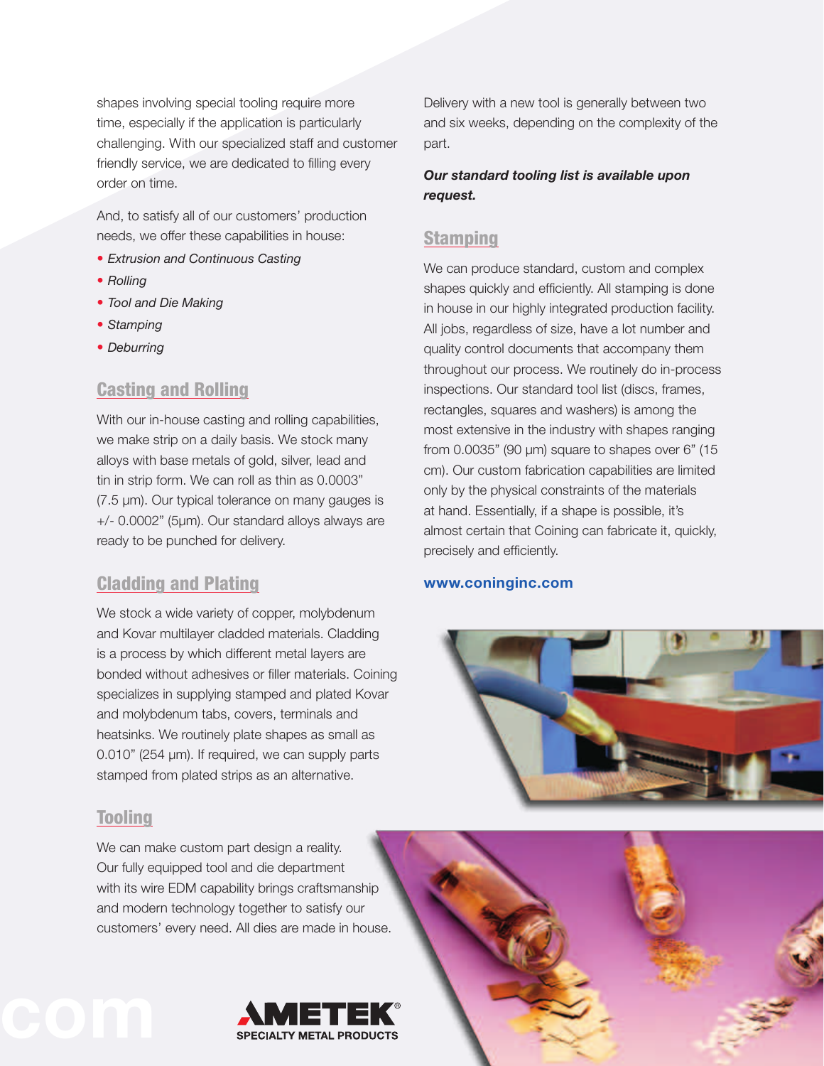shapes involving special tooling require more time, especially if the application is particularly challenging. With our specialized staff and customer friendly service, we are dedicated to filling every order on time.

And, to satisfy all of our customers' production needs, we offer these capabilities in house:

- *Extrusion and Continuous Casting*
- *Rolling*
- *Tool and Die Making*
- *Stamping*
- *Deburring*

## Casting and Rolling

With our in-house casting and rolling capabilities, we make strip on a daily basis. We stock many alloys with base metals of gold, silver, lead and tin in strip form. We can roll as thin as 0.0003" (7.5 μm). Our typical tolerance on many gauges is +/- 0.0002" (5μm). Our standard alloys always are ready to be punched for delivery.

## Cladding and Plating

We stock a wide variety of copper, molybdenum and Kovar multilayer cladded materials. Cladding is a process by which different metal layers are bonded without adhesives or filler materials. Coining specializes in supplying stamped and plated Kovar and molybdenum tabs, covers, terminals and heatsinks. We routinely plate shapes as small as 0.010" (254 μm). If required, we can supply parts stamped from plated strips as an alternative.

## Tooling

We can make custom part design a reality. Our fully equipped tool and die department with its wire EDM capability brings craftsmanship and modern technology together to satisfy our customers' every need. All dies are made in house. Delivery with a new tool is generally between two and six weeks, depending on the complexity of the part.

***Our standard tooling list is available upon request.***

## Stamping

We can produce standard, custom and complex shapes quickly and efficiently. All stamping is done in house in our highly integrated production facility. All jobs, regardless of size, have a lot number and quality control documents that accompany them throughout our process. We routinely do in-process inspections. Our standard tool list (discs, frames, rectangles, squares and washers) is among the most extensive in the industry with shapes ranging from 0.0035" (90 μm) square to shapes over 6" (15 cm). Our custom fabrication capabilities are limited only by the physical constraints of the materials at hand. Essentially, if a shape is possible, it's almost certain that Coining can fabricate it, quickly, precisely and efficiently.

**www.coninginc.com**

AMETEK®
SPECIALTY METAL PRODUCTS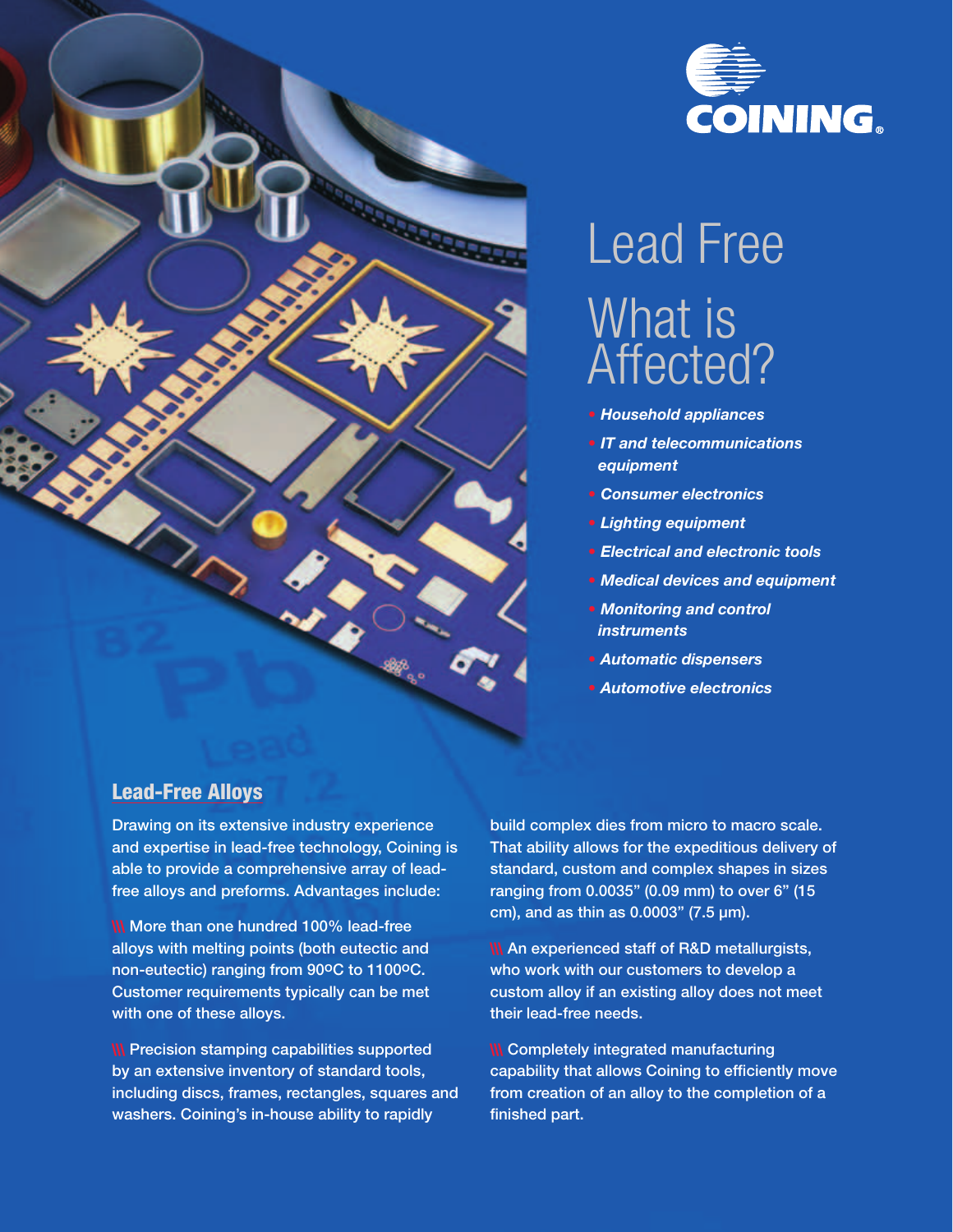COINING

# Lead Free

## What is Affected?

- ***Household appliances***
- ***IT and telecommunications equipment***
- ***Consumer electronics***
- ***Lighting equipment***
- ***Electrical and electronic tools***
- ***Medical devices and equipment***
- ***Monitoring and control instruments***
- ***Automatic dispensers***
- ***Automotive electronics***

### Lead-Free Alloys

Drawing on its extensive industry experience and expertise in lead-free technology, Coining is able to provide a comprehensive array of lead-free alloys and preforms. Advantages include:

\\\ More than one hundred 100% lead-free alloys with melting points (both eutectic and non-eutectic) ranging from 90ºC to 1100ºC. Customer requirements typically can be met with one of these alloys.

\\\ Precision stamping capabilities supported by an extensive inventory of standard tools, including discs, frames, rectangles, squares and washers. Coining's in-house ability to rapidly build complex dies from micro to macro scale. That ability allows for the expeditious delivery of standard, custom and complex shapes in sizes ranging from 0.0035" (0.09 mm) to over 6" (15 cm), and as thin as 0.0003" (7.5 µm).

\\\ An experienced staff of R&D metallurgists, who work with our customers to develop a custom alloy if an existing alloy does not meet their lead-free needs.

\\\ Completely integrated manufacturing capability that allows Coining to efficiently move from creation of an alloy to the completion of a finished part.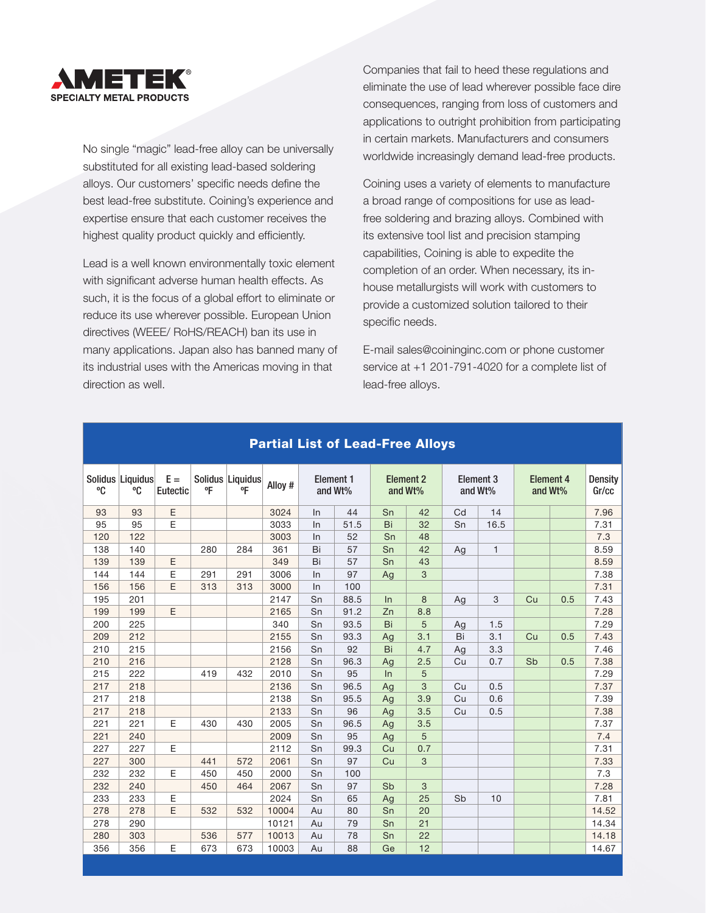**AMETEK**
**SPECIALTY METAL PRODUCTS**

No single "magic" lead-free alloy can be universally substituted for all existing lead-based soldering alloys. Our customers' specific needs define the best lead-free substitute. Coining's experience and expertise ensure that each customer receives the highest quality product quickly and efficiently.

Lead is a well known environmentally toxic element with significant adverse human health effects. As such, it is the focus of a global effort to eliminate or reduce its use wherever possible. European Union directives (WEEE/ RoHS/REACH) ban its use in many applications. Japan also has banned many of its industrial uses with the Americas moving in that direction as well.

Companies that fail to heed these regulations and eliminate the use of lead wherever possible face dire consequences, ranging from loss of customers and applications to outright prohibition from participating in certain markets. Manufacturers and consumers worldwide increasingly demand lead-free products.

Coining uses a variety of elements to manufacture a broad range of compositions for use as lead-free soldering and brazing alloys. Combined with its extensive tool list and precision stamping capabilities, Coining is able to expedite the completion of an order. When necessary, its in-house metallurgists will work with customers to provide a customized solution tailored to their specific needs.

E-mail sales@coininginc.com or phone customer service at +1 201-791-4020 for a complete list of lead-free alloys.

## Partial List of Lead-Free Alloys

| Solidus °C | Liquidus °C | E = Eutectic | Solidus °F | Liquidus °F | Alloy # | Element 1 and Wt% | | Element 2 and Wt% | | Element 3 and Wt% | | Element 4 and Wt% | | Density Gr/cc |
|---|---|---|---|---|---|---|---|---|---|---|---|---|---|---|
| 93 | 93 | E | | | 3024 | In | 44 | Sn | 42 | Cd | 14 | | | 7.96 |
| 95 | 95 | E | | | 3033 | In | 51.5 | Bi | 32 | Sn | 16.5 | | | 7.31 |
| 120 | 122 | | | | 3003 | In | 52 | Sn | 48 | | | | | 7.3 |
| 138 | 140 | | 280 | 284 | 361 | Bi | 57 | Sn | 42 | Ag | 1 | | | 8.59 |
| 139 | 139 | E | | | 349 | Bi | 57 | Sn | 43 | | | | | 8.59 |
| 144 | 144 | E | 291 | 291 | 3006 | In | 97 | Ag | 3 | | | | | 7.38 |
| 156 | 156 | E | 313 | 313 | 3000 | In | 100 | | | | | | | 7.31 |
| 195 | 201 | | | | 2147 | Sn | 88.5 | In | 8 | Ag | 3 | Cu | 0.5 | 7.43 |
| 199 | 199 | E | | | 2165 | Sn | 91.2 | Zn | 8.8 | | | | | 7.28 |
| 200 | 225 | | | | 340 | Sn | 93.5 | Bi | 5 | Ag | 1.5 | | | 7.29 |
| 209 | 212 | | | | 2155 | Sn | 93.3 | Ag | 3.1 | Bi | 3.1 | Cu | 0.5 | 7.43 |
| 210 | 215 | | | | 2156 | Sn | 92 | Bi | 4.7 | Ag | 3.3 | | | 7.46 |
| 210 | 216 | | | | 2128 | Sn | 96.3 | Ag | 2.5 | Cu | 0.7 | Sb | 0.5 | 7.38 |
| 215 | 222 | | 419 | 432 | 2010 | Sn | 95 | In | 5 | | | | | 7.29 |
| 217 | 218 | | | | 2136 | Sn | 96.5 | Ag | 3 | Cu | 0.5 | | | 7.37 |
| 217 | 218 | | | | 2138 | Sn | 95.5 | Ag | 3.9 | Cu | 0.6 | | | 7.39 |
| 217 | 218 | | | | 2133 | Sn | 96 | Ag | 3.5 | Cu | 0.5 | | | 7.38 |
| 221 | 221 | E | 430 | 430 | 2005 | Sn | 96.5 | Ag | 3.5 | | | | | 7.37 |
| 221 | 240 | | | | 2009 | Sn | 95 | Ag | 5 | | | | | 7.4 |
| 227 | 227 | E | | | 2112 | Sn | 99.3 | Cu | 0.7 | | | | | 7.31 |
| 227 | 300 | | 441 | 572 | 2061 | Sn | 97 | Cu | 3 | | | | | 7.33 |
| 232 | 232 | E | 450 | 450 | 2000 | Sn | 100 | | | | | | | 7.3 |
| 232 | 240 | | 450 | 464 | 2067 | Sn | 97 | Sb | 3 | | | | | 7.28 |
| 233 | 233 | E | | | 2024 | Sn | 65 | Ag | 25 | Sb | 10 | | | 7.81 |
| 278 | 278 | E | 532 | 532 | 10004 | Au | 80 | Sn | 20 | | | | | 14.52 |
| 278 | 290 | | | | 10121 | Au | 79 | Sn | 21 | | | | | 14.34 |
| 280 | 303 | | 536 | 577 | 10013 | Au | 78 | Sn | 22 | | | | | 14.18 |
| 356 | 356 | E | 673 | 673 | 10003 | Au | 88 | Ge | 12 | | | | | 14.67 |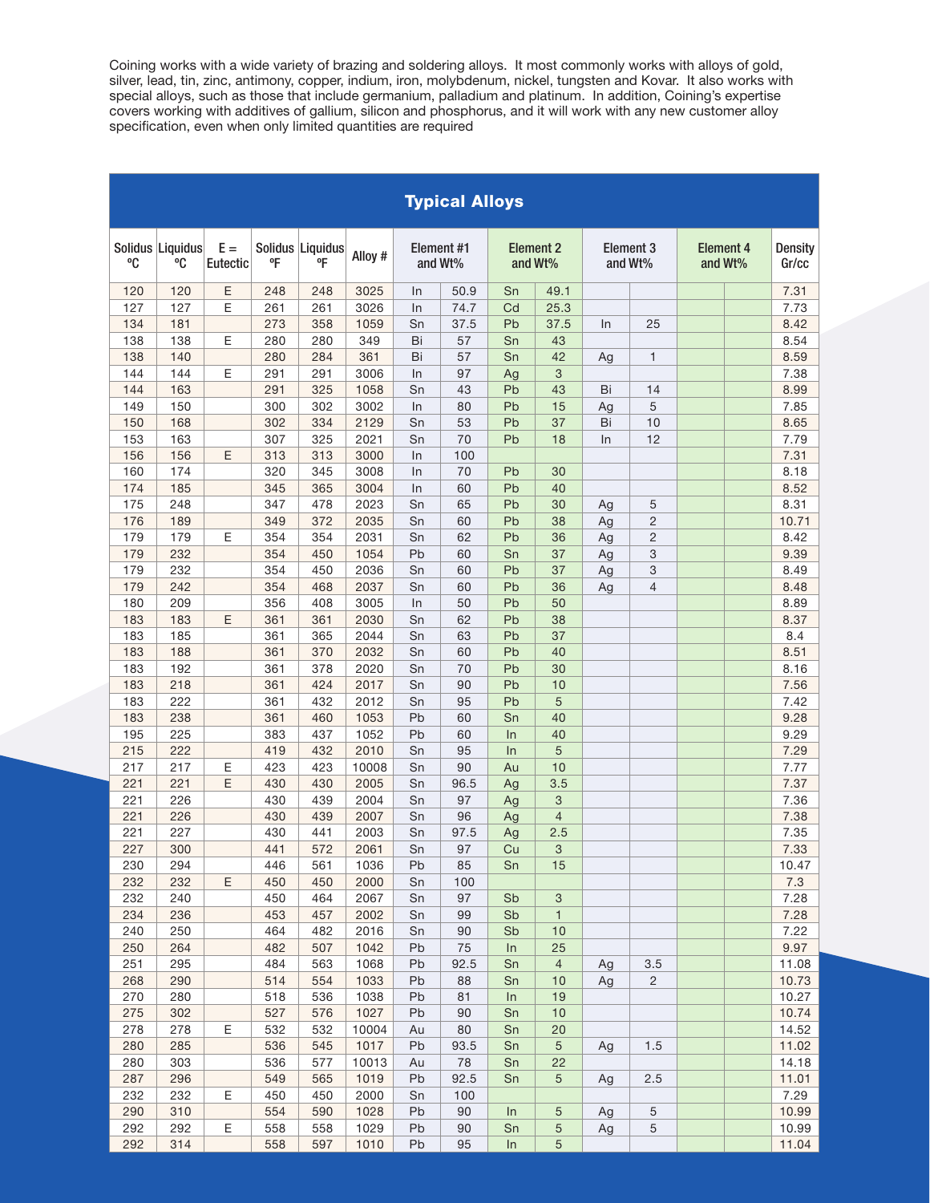Coining works with a wide variety of brazing and soldering alloys. It most commonly works with alloys of gold, silver, lead, tin, zinc, antimony, copper, indium, iron, molybdenum, nickel, tungsten and Kovar. It also works with special alloys, such as those that include germanium, palladium and platinum. In addition, Coining's expertise covers working with additives of gallium, silicon and phosphorus, and it will work with any new customer alloy specification, even when only limited quantities are required

## Typical Alloys

| Solidus ºC | Liquidus ºC | E = Eutectic | Solidus ºF | Liquidus ºF | Alloy # | Element #1 and Wt% | | Element 2 and Wt% | | Element 3 and Wt% | | Element 4 and Wt% | | Density Gr/cc |
|---|---|---|---|---|---|---|---|---|---|---|---|---|---|---|
| 120 | 120 | E | 248 | 248 | 3025 | In | 50.9 | Sn | 49.1 | | | | | 7.31 |
| 127 | 127 | E | 261 | 261 | 3026 | In | 74.7 | Cd | 25.3 | | | | | 7.73 |
| 134 | 181 | | 273 | 358 | 1059 | Sn | 37.5 | Pb | 37.5 | In | 25 | | | 8.42 |
| 138 | 138 | E | 280 | 280 | 349 | Bi | 57 | Sn | 43 | | | | | 8.54 |
| 138 | 140 | | 280 | 284 | 361 | Bi | 57 | Sn | 42 | Ag | 1 | | | 8.59 |
| 144 | 144 | E | 291 | 291 | 3006 | In | 97 | Ag | 3 | | | | | 7.38 |
| 144 | 163 | | 291 | 325 | 1058 | Sn | 43 | Pb | 43 | Bi | 14 | | | 8.99 |
| 149 | 150 | | 300 | 302 | 3002 | In | 80 | Pb | 15 | Ag | 5 | | | 7.85 |
| 150 | 168 | | 302 | 334 | 2129 | Sn | 53 | Pb | 37 | Bi | 10 | | | 8.65 |
| 153 | 163 | | 307 | 325 | 2021 | Sn | 70 | Pb | 18 | In | 12 | | | 7.79 |
| 156 | 156 | E | 313 | 313 | 3000 | In | 100 | | | | | | | 7.31 |
| 160 | 174 | | 320 | 345 | 3008 | In | 70 | Pb | 30 | | | | | 8.18 |
| 174 | 185 | | 345 | 365 | 3004 | In | 60 | Pb | 40 | | | | | 8.52 |
| 175 | 248 | | 347 | 478 | 2023 | Sn | 65 | Pb | 30 | Ag | 5 | | | 8.31 |
| 176 | 189 | | 349 | 372 | 2035 | Sn | 60 | Pb | 38 | Ag | 2 | | | 10.71 |
| 179 | 179 | E | 354 | 354 | 2031 | Sn | 62 | Pb | 36 | Ag | 2 | | | 8.42 |
| 179 | 232 | | 354 | 450 | 1054 | Pb | 60 | Sn | 37 | Ag | 3 | | | 9.39 |
| 179 | 232 | | 354 | 450 | 2036 | Sn | 60 | Pb | 37 | Ag | 3 | | | 8.49 |
| 179 | 242 | | 354 | 468 | 2037 | Sn | 60 | Pb | 36 | Ag | 4 | | | 8.48 |
| 180 | 209 | | 356 | 408 | 3005 | In | 50 | Pb | 50 | | | | | 8.89 |
| 183 | 183 | E | 361 | 361 | 2030 | Sn | 62 | Pb | 38 | | | | | 8.37 |
| 183 | 185 | | 361 | 365 | 2044 | Sn | 63 | Pb | 37 | | | | | 8.4 |
| 183 | 188 | | 361 | 370 | 2032 | Sn | 60 | Pb | 40 | | | | | 8.51 |
| 183 | 192 | | 361 | 378 | 2020 | Sn | 70 | Pb | 30 | | | | | 8.16 |
| 183 | 218 | | 361 | 424 | 2017 | Sn | 90 | Pb | 10 | | | | | 7.56 |
| 183 | 222 | | 361 | 432 | 2012 | Sn | 95 | Pb | 5 | | | | | 7.42 |
| 183 | 238 | | 361 | 460 | 1053 | Pb | 60 | Sn | 40 | | | | | 9.28 |
| 195 | 225 | | 383 | 437 | 1052 | Pb | 60 | In | 40 | | | | | 9.29 |
| 215 | 222 | | 419 | 432 | 2010 | Sn | 95 | In | 5 | | | | | 7.29 |
| 217 | 217 | E | 423 | 423 | 10008 | Sn | 90 | Au | 10 | | | | | 7.77 |
| 221 | 221 | E | 430 | 430 | 2005 | Sn | 96.5 | Ag | 3.5 | | | | | 7.37 |
| 221 | 226 | | 430 | 439 | 2004 | Sn | 97 | Ag | 3 | | | | | 7.36 |
| 221 | 226 | | 430 | 439 | 2007 | Sn | 96 | Ag | 4 | | | | | 7.38 |
| 221 | 227 | | 430 | 441 | 2003 | Sn | 97.5 | Ag | 2.5 | | | | | 7.35 |
| 227 | 300 | | 441 | 572 | 2061 | Sn | 97 | Cu | 3 | | | | | 7.33 |
| 230 | 294 | | 446 | 561 | 1036 | Pb | 85 | Sn | 15 | | | | | 10.47 |
| 232 | 232 | E | 450 | 450 | 2000 | Sn | 100 | | | | | | | 7.3 |
| 232 | 240 | | 450 | 464 | 2067 | Sn | 97 | Sb | 3 | | | | | 7.28 |
| 234 | 236 | | 453 | 457 | 2002 | Sn | 99 | Sb | 1 | | | | | 7.28 |
| 240 | 250 | | 464 | 482 | 2016 | Sn | 90 | Sb | 10 | | | | | 7.22 |
| 250 | 264 | | 482 | 507 | 1042 | Pb | 75 | In | 25 | | | | | 9.97 |
| 251 | 295 | | 484 | 563 | 1068 | Pb | 92.5 | Sn | 4 | Ag | 3.5 | | | 11.08 |
| 268 | 290 | | 514 | 554 | 1033 | Pb | 88 | Sn | 10 | Ag | 2 | | | 10.73 |
| 270 | 280 | | 518 | 536 | 1038 | Pb | 81 | In | 19 | | | | | 10.27 |
| 275 | 302 | | 527 | 576 | 1027 | Pb | 90 | Sn | 10 | | | | | 10.74 |
| 278 | 278 | E | 532 | 532 | 10004 | Au | 80 | Sn | 20 | | | | | 14.52 |
| 280 | 285 | | 536 | 545 | 1017 | Pb | 93.5 | Sn | 5 | Ag | 1.5 | | | 11.02 |
| 280 | 303 | | 536 | 577 | 10013 | Au | 78 | Sn | 22 | | | | | 14.18 |
| 287 | 296 | | 549 | 565 | 1019 | Pb | 92.5 | Sn | 5 | Ag | 2.5 | | | 11.01 |
| 232 | 232 | E | 450 | 450 | 2000 | Sn | 100 | | | | | | | 7.29 |
| 290 | 310 | | 554 | 590 | 1028 | Pb | 90 | In | 5 | Ag | 5 | | | 10.99 |
| 292 | 292 | E | 558 | 558 | 1029 | Pb | 90 | Sn | 5 | Ag | 5 | | | 10.99 |
| 292 | 314 | | 558 | 597 | 1010 | Pb | 95 | In | 5 | | | | | 11.04 |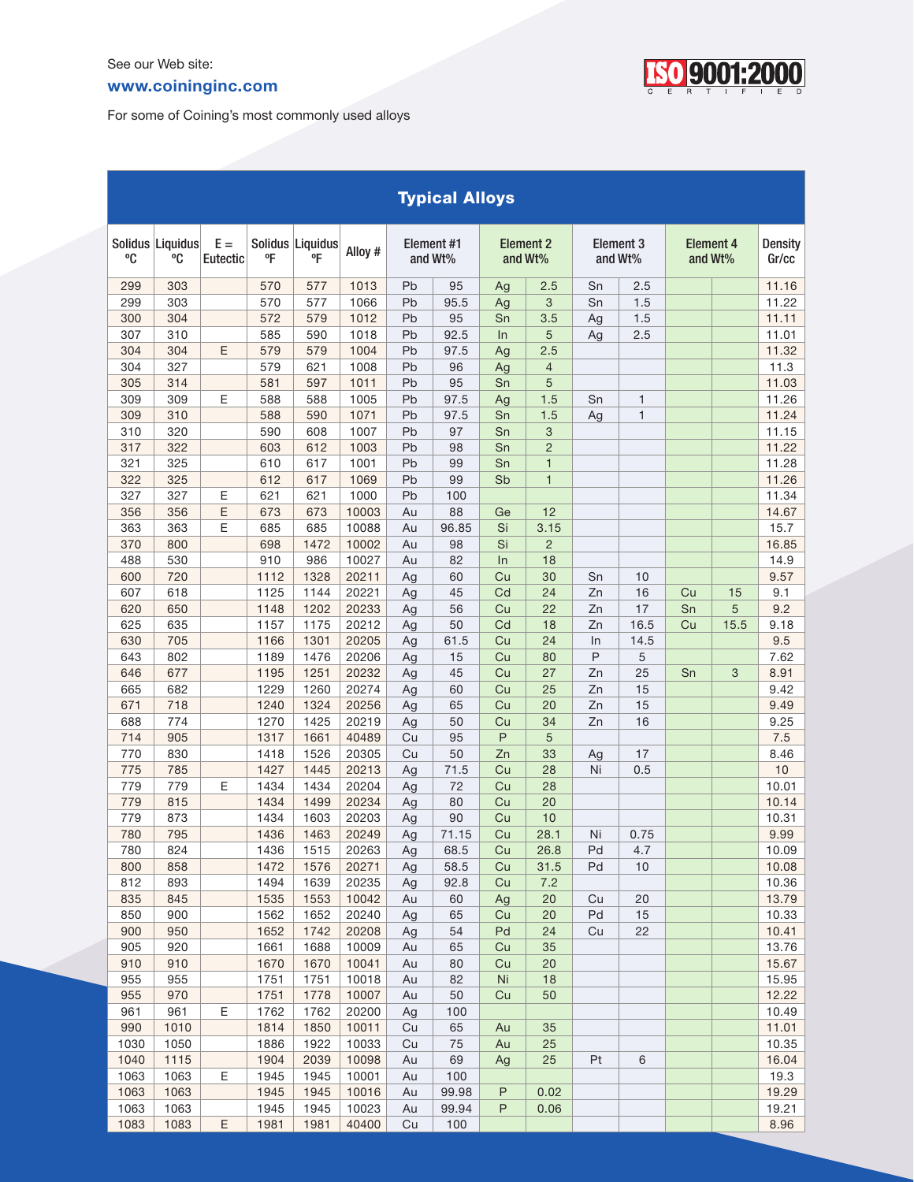See our Web site:

**www.coininginc.com**

ISO 9001:2000 CERTIFIED

For some of Coining's most commonly used alloys

## Typical Alloys

| Solidus °C | Liquidus °C | E = Eutectic | Solidus °F | Liquidus °F | Alloy # | Element #1 and Wt% | | Element 2 and Wt% | | Element 3 and Wt% | | Element 4 and Wt% | | Density Gr/cc |
|---|---|---|---|---|---|---|---|---|---|---|---|---|---|---|
| 299 | 303 | | 570 | 577 | 1013 | Pb | 95 | Ag | 2.5 | Sn | 2.5 | | | 11.16 |
| 299 | 303 | | 570 | 577 | 1066 | Pb | 95.5 | Ag | 3 | Sn | 1.5 | | | 11.22 |
| 300 | 304 | | 572 | 579 | 1012 | Pb | 95 | Sn | 3.5 | Ag | 1.5 | | | 11.11 |
| 307 | 310 | | 585 | 590 | 1018 | Pb | 92.5 | In | 5 | Ag | 2.5 | | | 11.01 |
| 304 | 304 | E | 579 | 579 | 1004 | Pb | 97.5 | Ag | 2.5 | | | | | 11.32 |
| 304 | 327 | | 579 | 621 | 1008 | Pb | 96 | Ag | 4 | | | | | 11.3 |
| 305 | 314 | | 581 | 597 | 1011 | Pb | 95 | Sn | 5 | | | | | 11.03 |
| 309 | 309 | E | 588 | 588 | 1005 | Pb | 97.5 | Ag | 1.5 | Sn | 1 | | | 11.26 |
| 309 | 310 | | 588 | 590 | 1071 | Pb | 97.5 | Sn | 1.5 | Ag | 1 | | | 11.24 |
| 310 | 320 | | 590 | 608 | 1007 | Pb | 97 | Sn | 3 | | | | | 11.15 |
| 317 | 322 | | 603 | 612 | 1003 | Pb | 98 | Sn | 2 | | | | | 11.22 |
| 321 | 325 | | 610 | 617 | 1001 | Pb | 99 | Sn | 1 | | | | | 11.28 |
| 322 | 325 | | 612 | 617 | 1069 | Pb | 99 | Sb | 1 | | | | | 11.26 |
| 327 | 327 | E | 621 | 621 | 1000 | Pb | 100 | | | | | | | 11.34 |
| 356 | 356 | E | 673 | 673 | 10003 | Au | 88 | Ge | 12 | | | | | 14.67 |
| 363 | 363 | E | 685 | 685 | 10088 | Au | 96.85 | Si | 3.15 | | | | | 15.7 |
| 370 | 800 | | 698 | 1472 | 10002 | Au | 98 | Si | 2 | | | | | 16.85 |
| 488 | 530 | | 910 | 986 | 10027 | Au | 82 | In | 18 | | | | | 14.9 |
| 600 | 720 | | 1112 | 1328 | 20211 | Ag | 60 | Cu | 30 | Sn | 10 | | | 9.57 |
| 607 | 618 | | 1125 | 1144 | 20221 | Ag | 45 | Cd | 24 | Zn | 16 | Cu | 15 | 9.1 |
| 620 | 650 | | 1148 | 1202 | 20233 | Ag | 56 | Cu | 22 | Zn | 17 | Sn | 5 | 9.2 |
| 625 | 635 | | 1157 | 1175 | 20212 | Ag | 50 | Cd | 18 | Zn | 16.5 | Cu | 15.5 | 9.18 |
| 630 | 705 | | 1166 | 1301 | 20205 | Ag | 61.5 | Cu | 24 | In | 14.5 | | | 9.5 |
| 643 | 802 | | 1189 | 1476 | 20206 | Ag | 15 | Cu | 80 | P | 5 | | | 7.62 |
| 646 | 677 | | 1195 | 1251 | 20232 | Ag | 45 | Cu | 27 | Zn | 25 | Sn | 3 | 8.91 |
| 665 | 682 | | 1229 | 1260 | 20274 | Ag | 60 | Cu | 25 | Zn | 15 | | | 9.42 |
| 671 | 718 | | 1240 | 1324 | 20256 | Ag | 65 | Cu | 20 | Zn | 15 | | | 9.49 |
| 688 | 774 | | 1270 | 1425 | 20219 | Ag | 50 | Cu | 34 | Zn | 16 | | | 9.25 |
| 714 | 905 | | 1317 | 1661 | 40489 | Cu | 95 | P | 5 | | | | | 7.5 |
| 770 | 830 | | 1418 | 1526 | 20305 | Cu | 50 | Zn | 33 | Ag | 17 | | | 8.46 |
| 775 | 785 | | 1427 | 1445 | 20213 | Ag | 71.5 | Cu | 28 | Ni | 0.5 | | | 10 |
| 779 | 779 | E | 1434 | 1434 | 20204 | Ag | 72 | Cu | 28 | | | | | 10.01 |
| 779 | 815 | | 1434 | 1499 | 20234 | Ag | 80 | Cu | 20 | | | | | 10.14 |
| 779 | 873 | | 1434 | 1603 | 20203 | Ag | 90 | Cu | 10 | | | | | 10.31 |
| 780 | 795 | | 1436 | 1463 | 20249 | Ag | 71.15 | Cu | 28.1 | Ni | 0.75 | | | 9.99 |
| 780 | 824 | | 1436 | 1515 | 20263 | Ag | 68.5 | Cu | 26.8 | Pd | 4.7 | | | 10.09 |
| 800 | 858 | | 1472 | 1576 | 20271 | Ag | 58.5 | Cu | 31.5 | Pd | 10 | | | 10.08 |
| 812 | 893 | | 1494 | 1639 | 20235 | Ag | 92.8 | Cu | 7.2 | | | | | 10.36 |
| 835 | 845 | | 1535 | 1553 | 10042 | Au | 60 | Ag | 20 | Cu | 20 | | | 13.79 |
| 850 | 900 | | 1562 | 1652 | 20240 | Ag | 65 | Cu | 20 | Pd | 15 | | | 10.33 |
| 900 | 950 | | 1652 | 1742 | 20208 | Ag | 54 | Pd | 24 | Cu | 22 | | | 10.41 |
| 905 | 920 | | 1661 | 1688 | 10009 | Au | 65 | Cu | 35 | | | | | 13.76 |
| 910 | 910 | | 1670 | 1670 | 10041 | Au | 80 | Cu | 20 | | | | | 15.67 |
| 955 | 955 | | 1751 | 1751 | 10018 | Au | 82 | Ni | 18 | | | | | 15.95 |
| 955 | 970 | | 1751 | 1778 | 10007 | Au | 50 | Cu | 50 | | | | | 12.22 |
| 961 | 961 | E | 1762 | 1762 | 20200 | Ag | 100 | | | | | | | 10.49 |
| 990 | 1010 | | 1814 | 1850 | 10011 | Cu | 65 | Au | 35 | | | | | 11.01 |
| 1030 | 1050 | | 1886 | 1922 | 10033 | Cu | 75 | Au | 25 | | | | | 10.35 |
| 1040 | 1115 | | 1904 | 2039 | 10098 | Au | 69 | Ag | 25 | Pt | 6 | | | 16.04 |
| 1063 | 1063 | E | 1945 | 1945 | 10001 | Au | 100 | | | | | | | 19.3 |
| 1063 | 1063 | | 1945 | 1945 | 10016 | Au | 99.98 | P | 0.02 | | | | | 19.29 |
| 1063 | 1063 | | 1945 | 1945 | 10023 | Au | 99.94 | P | 0.06 | | | | | 19.21 |
| 1083 | 1083 | E | 1981 | 1981 | 40400 | Cu | 100 | | | | | | | 8.96 |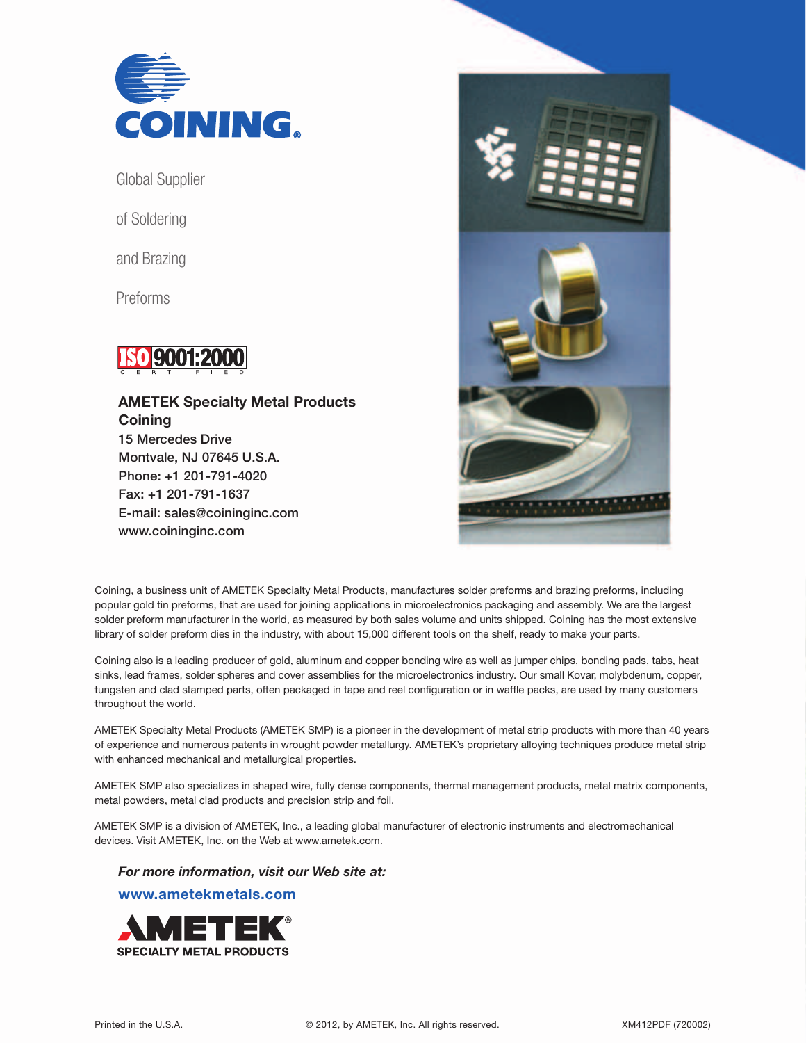# COINING®

Global Supplier

of Soldering

and Brazing

Preforms

ISO 9001:2000 CERTIFIED

**AMETEK Specialty Metal Products**
**Coining**
15 Mercedes Drive
Montvale, NJ 07645 U.S.A.
Phone: +1 201-791-4020
Fax: +1 201-791-1637
E-mail: sales@coininginc.com
www.coininginc.com

Coining, a business unit of AMETEK Specialty Metal Products, manufactures solder preforms and brazing preforms, including popular gold tin preforms, that are used for joining applications in microelectronics packaging and assembly. We are the largest solder preform manufacturer in the world, as measured by both sales volume and units shipped. Coining has the most extensive library of solder preform dies in the industry, with about 15,000 different tools on the shelf, ready to make your parts.

Coining also is a leading producer of gold, aluminum and copper bonding wire as well as jumper chips, bonding pads, tabs, heat sinks, lead frames, solder spheres and cover assemblies for the microelectronics industry. Our small Kovar, molybdenum, copper, tungsten and clad stamped parts, often packaged in tape and reel configuration or in waffle packs, are used by many customers throughout the world.

AMETEK Specialty Metal Products (AMETEK SMP) is a pioneer in the development of metal strip products with more than 40 years of experience and numerous patents in wrought powder metallurgy. AMETEK's proprietary alloying techniques produce metal strip with enhanced mechanical and metallurgical properties.

AMETEK SMP also specializes in shaped wire, fully dense components, thermal management products, metal matrix components, metal powders, metal clad products and precision strip and foil.

AMETEK SMP is a division of AMETEK, Inc., a leading global manufacturer of electronic instruments and electromechanical devices. Visit AMETEK, Inc. on the Web at www.ametek.com.

***For more information, visit our Web site at:***

**www.ametekmetals.com**

AMETEK®
SPECIALTY METAL PRODUCTS

Printed in the U.S.A. © 2012, by AMETEK, Inc. All rights reserved. XM412PDF (720002)